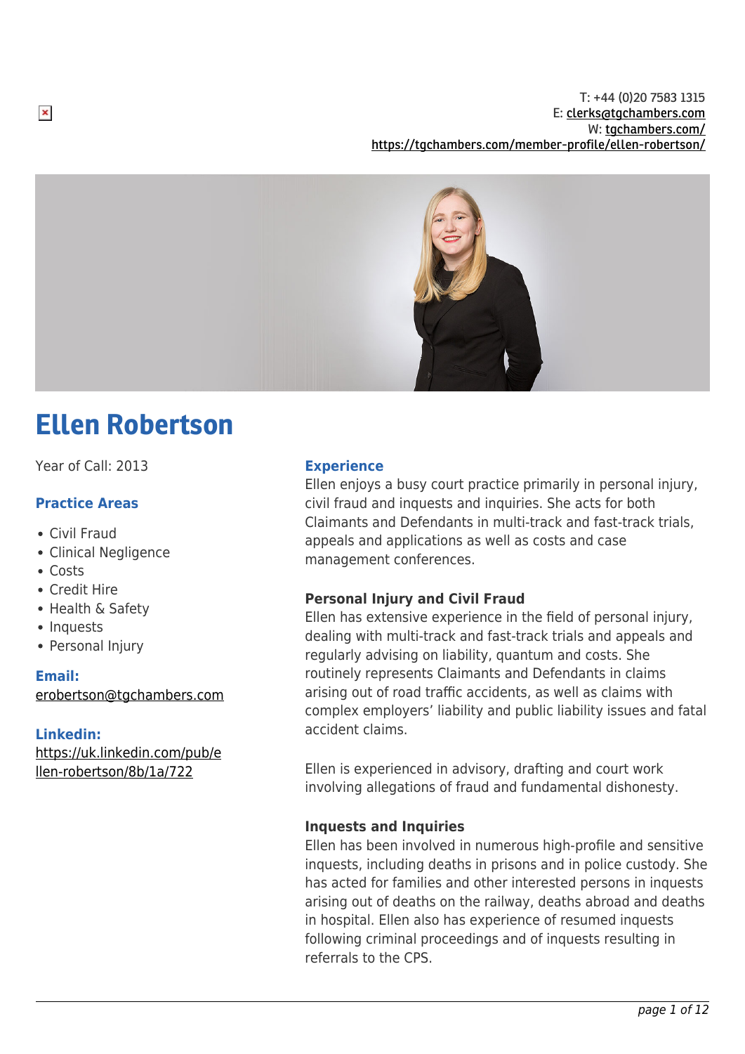T: +44 (0)20 7583 1315
E: clerks@tgchambers.com
W: tgchambers.com/
https://tgchambers.com/member-profile/ellen-robertson/

# Ellen Robertson

Year of Call: 2013

### Practice Areas

- Civil Fraud
- Clinical Negligence
- Costs
- Credit Hire
- Health & Safety
- Inquests
- Personal Injury

### Email:

erobertson@tgchambers.com

### Linkedin:

https://uk.linkedin.com/pub/ellen-robertson/8b/1a/722

### Experience

Ellen enjoys a busy court practice primarily in personal injury, civil fraud and inquests and inquiries. She acts for both Claimants and Defendants in multi-track and fast-track trials, appeals and applications as well as costs and case management conferences.

**Personal Injury and Civil Fraud**

Ellen has extensive experience in the field of personal injury, dealing with multi-track and fast-track trials and appeals and regularly advising on liability, quantum and costs. She routinely represents Claimants and Defendants in claims arising out of road traffic accidents, as well as claims with complex employers' liability and public liability issues and fatal accident claims.

Ellen is experienced in advisory, drafting and court work involving allegations of fraud and fundamental dishonesty.

**Inquests and Inquiries**

Ellen has been involved in numerous high-profile and sensitive inquests, including deaths in prisons and in police custody. She has acted for families and other interested persons in inquests arising out of deaths on the railway, deaths abroad and deaths in hospital. Ellen also has experience of resumed inquests following criminal proceedings and of inquests resulting in referrals to the CPS.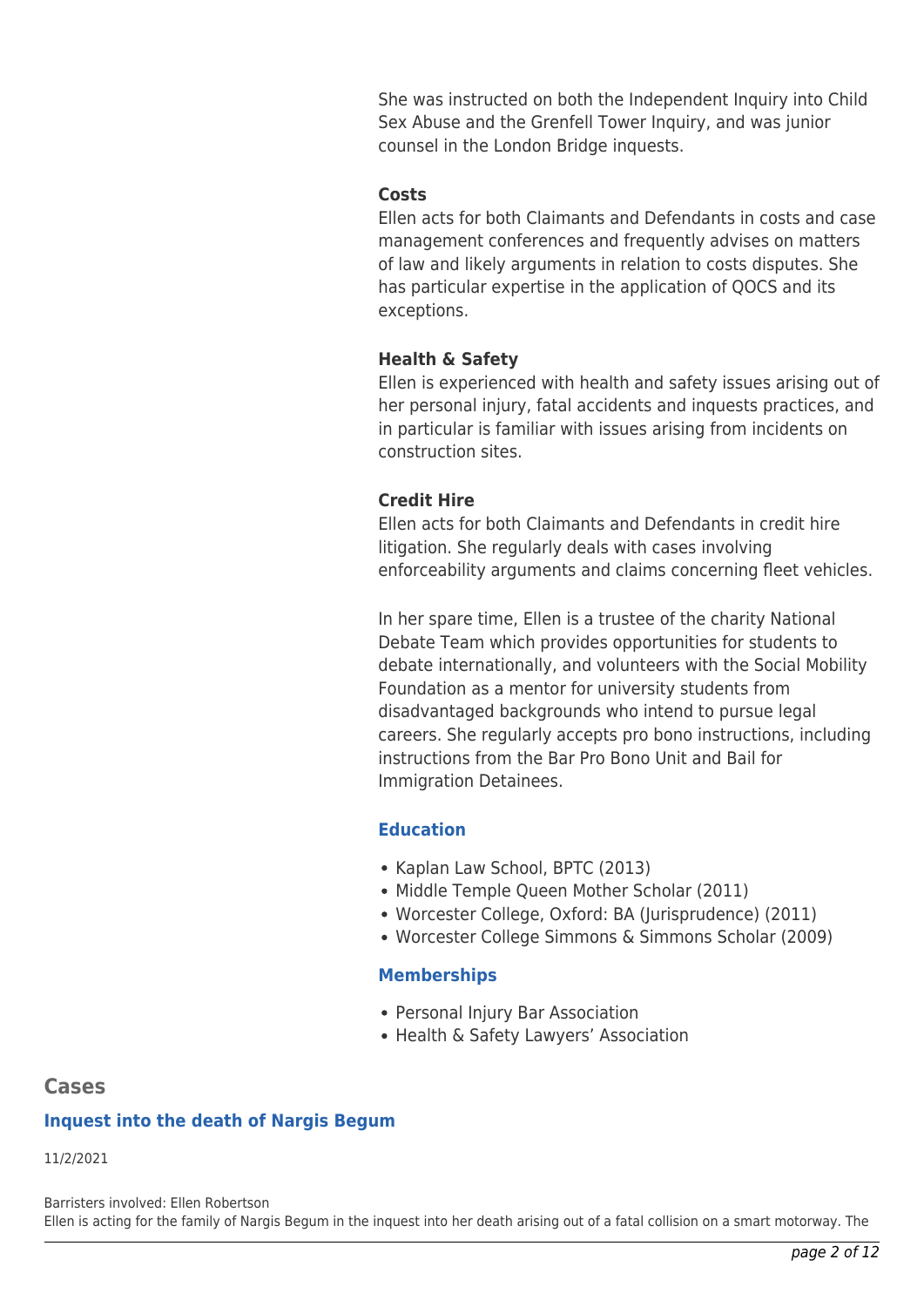She was instructed on both the Independent Inquiry into Child Sex Abuse and the Grenfell Tower Inquiry, and was junior counsel in the London Bridge inquests.

**Costs**
Ellen acts for both Claimants and Defendants in costs and case management conferences and frequently advises on matters of law and likely arguments in relation to costs disputes. She has particular expertise in the application of QOCS and its exceptions.

**Health & Safety**
Ellen is experienced with health and safety issues arising out of her personal injury, fatal accidents and inquests practices, and in particular is familiar with issues arising from incidents on construction sites.

**Credit Hire**
Ellen acts for both Claimants and Defendants in credit hire litigation. She regularly deals with cases involving enforceability arguments and claims concerning fleet vehicles.

In her spare time, Ellen is a trustee of the charity National Debate Team which provides opportunities for students to debate internationally, and volunteers with the Social Mobility Foundation as a mentor for university students from disadvantaged backgrounds who intend to pursue legal careers. She regularly accepts pro bono instructions, including instructions from the Bar Pro Bono Unit and Bail for Immigration Detainees.

### Education

- Kaplan Law School, BPTC (2013)
- Middle Temple Queen Mother Scholar (2011)
- Worcester College, Oxford: BA (Jurisprudence) (2011)
- Worcester College Simmons & Simmons Scholar (2009)

### Memberships

- Personal Injury Bar Association
- Health & Safety Lawyers' Association

## Cases

### Inquest into the death of Nargis Begum

11/2/2021

Barristers involved: Ellen Robertson
Ellen is acting for the family of Nargis Begum in the inquest into her death arising out of a fatal collision on a smart motorway. The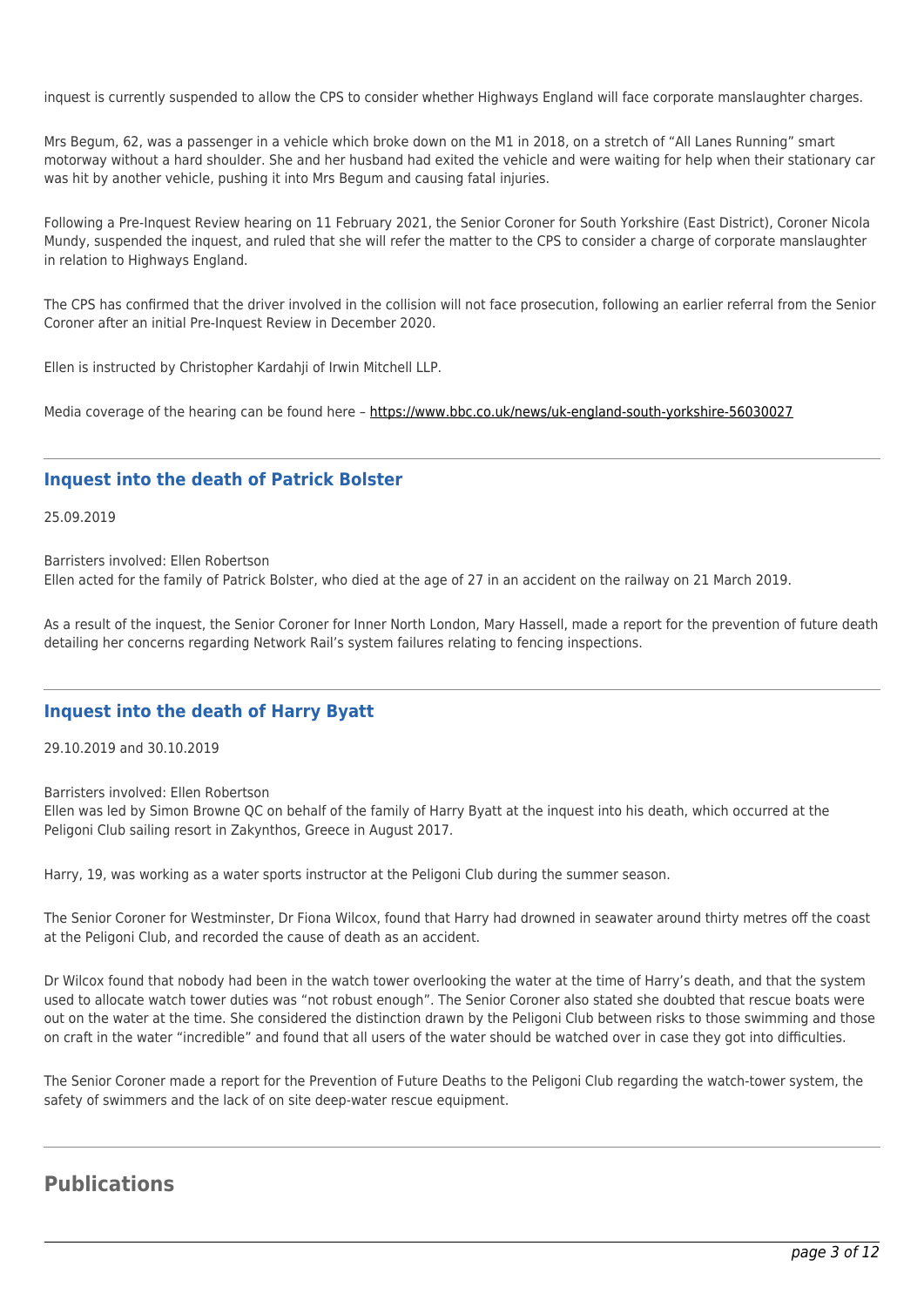inquest is currently suspended to allow the CPS to consider whether Highways England will face corporate manslaughter charges.

Mrs Begum, 62, was a passenger in a vehicle which broke down on the M1 in 2018, on a stretch of "All Lanes Running" smart motorway without a hard shoulder. She and her husband had exited the vehicle and were waiting for help when their stationary car was hit by another vehicle, pushing it into Mrs Begum and causing fatal injuries.

Following a Pre-Inquest Review hearing on 11 February 2021, the Senior Coroner for South Yorkshire (East District), Coroner Nicola Mundy, suspended the inquest, and ruled that she will refer the matter to the CPS to consider a charge of corporate manslaughter in relation to Highways England.

The CPS has confirmed that the driver involved in the collision will not face prosecution, following an earlier referral from the Senior Coroner after an initial Pre-Inquest Review in December 2020.

Ellen is instructed by Christopher Kardahji of Irwin Mitchell LLP.

Media coverage of the hearing can be found here – https://www.bbc.co.uk/news/uk-england-south-yorkshire-56030027

---

## Inquest into the death of Patrick Bolster

25.09.2019

Barristers involved: Ellen Robertson
Ellen acted for the family of Patrick Bolster, who died at the age of 27 in an accident on the railway on 21 March 2019.

As a result of the inquest, the Senior Coroner for Inner North London, Mary Hassell, made a report for the prevention of future death detailing her concerns regarding Network Rail's system failures relating to fencing inspections.

---

## Inquest into the death of Harry Byatt

29.10.2019 and 30.10.2019

Barristers involved: Ellen Robertson
Ellen was led by Simon Browne QC on behalf of the family of Harry Byatt at the inquest into his death, which occurred at the Peligoni Club sailing resort in Zakynthos, Greece in August 2017.

Harry, 19, was working as a water sports instructor at the Peligoni Club during the summer season.

The Senior Coroner for Westminster, Dr Fiona Wilcox, found that Harry had drowned in seawater around thirty metres off the coast at the Peligoni Club, and recorded the cause of death as an accident.

Dr Wilcox found that nobody had been in the watch tower overlooking the water at the time of Harry's death, and that the system used to allocate watch tower duties was "not robust enough". The Senior Coroner also stated she doubted that rescue boats were out on the water at the time. She considered the distinction drawn by the Peligoni Club between risks to those swimming and those on craft in the water "incredible" and found that all users of the water should be watched over in case they got into difficulties.

The Senior Coroner made a report for the Prevention of Future Deaths to the Peligoni Club regarding the watch-tower system, the safety of swimmers and the lack of on site deep-water rescue equipment.

---

# Publications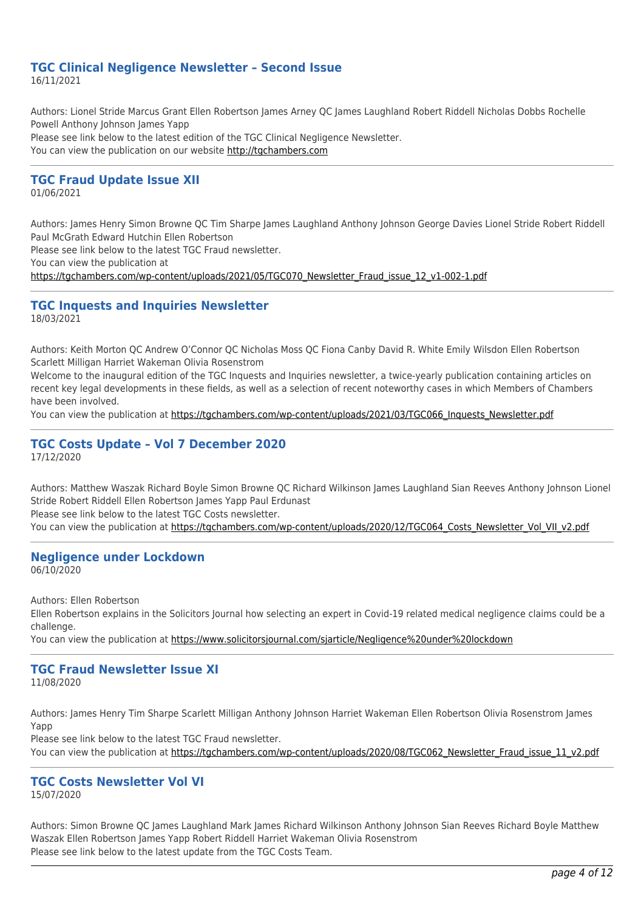## TGC Clinical Negligence Newsletter – Second Issue

16/11/2021

Authors: Lionel Stride Marcus Grant Ellen Robertson James Arney QC James Laughland Robert Riddell Nicholas Dobbs Rochelle Powell Anthony Johnson James Yapp

Please see link below to the latest edition of the TGC Clinical Negligence Newsletter.

You can view the publication on our website http://tgchambers.com

---

## TGC Fraud Update Issue XII

01/06/2021

Authors: James Henry Simon Browne QC Tim Sharpe James Laughland Anthony Johnson George Davies Lionel Stride Robert Riddell Paul McGrath Edward Hutchin Ellen Robertson

Please see link below to the latest TGC Fraud newsletter.

You can view the publication at

https://tgchambers.com/wp-content/uploads/2021/05/TGC070_Newsletter_Fraud_issue_12_v1-002-1.pdf

---

## TGC Inquests and Inquiries Newsletter

18/03/2021

Authors: Keith Morton QC Andrew O'Connor QC Nicholas Moss QC Fiona Canby David R. White Emily Wilsdon Ellen Robertson Scarlett Milligan Harriet Wakeman Olivia Rosenstrom

Welcome to the inaugural edition of the TGC Inquests and Inquiries newsletter, a twice-yearly publication containing articles on recent key legal developments in these fields, as well as a selection of recent noteworthy cases in which Members of Chambers have been involved.

You can view the publication at https://tgchambers.com/wp-content/uploads/2021/03/TGC066_Inquests_Newsletter.pdf

---

## TGC Costs Update – Vol 7 December 2020

17/12/2020

Authors: Matthew Waszak Richard Boyle Simon Browne QC Richard Wilkinson James Laughland Sian Reeves Anthony Johnson Lionel Stride Robert Riddell Ellen Robertson James Yapp Paul Erdunast

Please see link below to the latest TGC Costs newsletter.

You can view the publication at https://tgchambers.com/wp-content/uploads/2020/12/TGC064_Costs_Newsletter_Vol_VII_v2.pdf

---

## Negligence under Lockdown

06/10/2020

Authors: Ellen Robertson

Ellen Robertson explains in the Solicitors Journal how selecting an expert in Covid-19 related medical negligence claims could be a challenge.

You can view the publication at https://www.solicitorsjournal.com/sjarticle/Negligence%20under%20lockdown

---

## TGC Fraud Newsletter Issue XI

11/08/2020

Authors: James Henry Tim Sharpe Scarlett Milligan Anthony Johnson Harriet Wakeman Ellen Robertson Olivia Rosenstrom James Yapp

Please see link below to the latest TGC Fraud newsletter.

You can view the publication at https://tgchambers.com/wp-content/uploads/2020/08/TGC062_Newsletter_Fraud_issue_11_v2.pdf

---

## TGC Costs Newsletter Vol VI

15/07/2020

Authors: Simon Browne QC James Laughland Mark James Richard Wilkinson Anthony Johnson Sian Reeves Richard Boyle Matthew Waszak Ellen Robertson James Yapp Robert Riddell Harriet Wakeman Olivia Rosenstrom

Please see link below to the latest update from the TGC Costs Team.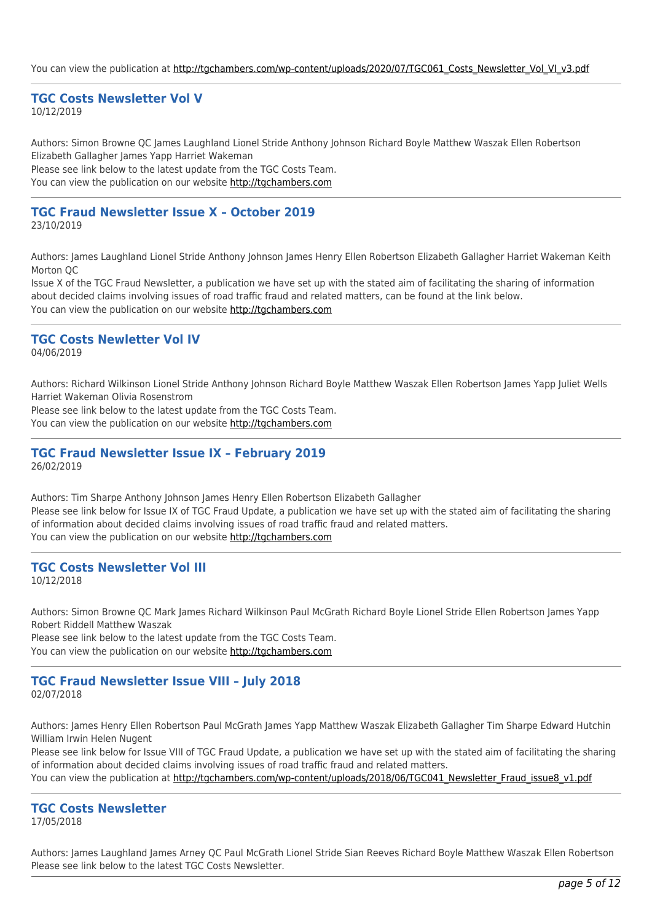You can view the publication at http://tgchambers.com/wp-content/uploads/2020/07/TGC061_Costs_Newsletter_Vol_VI_v3.pdf

---

### TGC Costs Newsletter Vol V

10/12/2019

Authors: Simon Browne QC James Laughland Lionel Stride Anthony Johnson Richard Boyle Matthew Waszak Ellen Robertson Elizabeth Gallagher James Yapp Harriet Wakeman
Please see link below to the latest update from the TGC Costs Team.
You can view the publication on our website http://tgchambers.com

---

### TGC Fraud Newsletter Issue X – October 2019

23/10/2019

Authors: James Laughland Lionel Stride Anthony Johnson James Henry Ellen Robertson Elizabeth Gallagher Harriet Wakeman Keith Morton QC
Issue X of the TGC Fraud Newsletter, a publication we have set up with the stated aim of facilitating the sharing of information about decided claims involving issues of road traffic fraud and related matters, can be found at the link below.
You can view the publication on our website http://tgchambers.com

---

### TGC Costs Newletter Vol IV

04/06/2019

Authors: Richard Wilkinson Lionel Stride Anthony Johnson Richard Boyle Matthew Waszak Ellen Robertson James Yapp Juliet Wells Harriet Wakeman Olivia Rosenstrom
Please see link below to the latest update from the TGC Costs Team.
You can view the publication on our website http://tgchambers.com

---

### TGC Fraud Newsletter Issue IX – February 2019

26/02/2019

Authors: Tim Sharpe Anthony Johnson James Henry Ellen Robertson Elizabeth Gallagher
Please see link below for Issue IX of TGC Fraud Update, a publication we have set up with the stated aim of facilitating the sharing of information about decided claims involving issues of road traffic fraud and related matters.
You can view the publication on our website http://tgchambers.com

---

### TGC Costs Newsletter Vol III

10/12/2018

Authors: Simon Browne QC Mark James Richard Wilkinson Paul McGrath Richard Boyle Lionel Stride Ellen Robertson James Yapp Robert Riddell Matthew Waszak
Please see link below to the latest update from the TGC Costs Team.
You can view the publication on our website http://tgchambers.com

---

### TGC Fraud Newsletter Issue VIII – July 2018

02/07/2018

Authors: James Henry Ellen Robertson Paul McGrath James Yapp Matthew Waszak Elizabeth Gallagher Tim Sharpe Edward Hutchin William Irwin Helen Nugent
Please see link below for Issue VIII of TGC Fraud Update, a publication we have set up with the stated aim of facilitating the sharing of information about decided claims involving issues of road traffic fraud and related matters.
You can view the publication at http://tgchambers.com/wp-content/uploads/2018/06/TGC041_Newsletter_Fraud_issue8_v1.pdf

---

### TGC Costs Newsletter

17/05/2018

Authors: James Laughland James Arney QC Paul McGrath Lionel Stride Sian Reeves Richard Boyle Matthew Waszak Ellen Robertson
Please see link below to the latest TGC Costs Newsletter.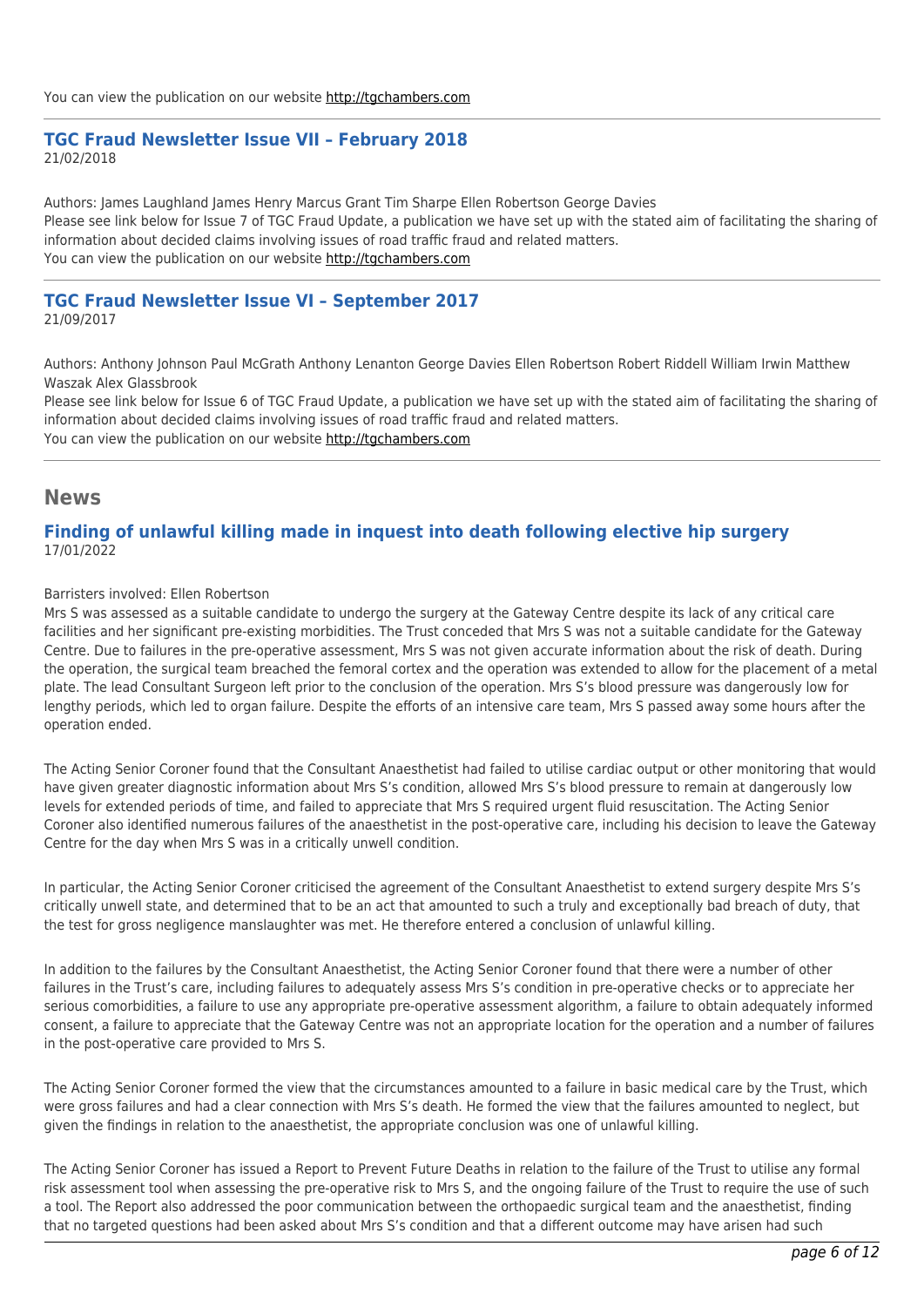You can view the publication on our website http://tgchambers.com

### TGC Fraud Newsletter Issue VII – February 2018

21/02/2018

Authors: James Laughland James Henry Marcus Grant Tim Sharpe Ellen Robertson George Davies
Please see link below for Issue 7 of TGC Fraud Update, a publication we have set up with the stated aim of facilitating the sharing of information about decided claims involving issues of road traffic fraud and related matters.
You can view the publication on our website http://tgchambers.com

### TGC Fraud Newsletter Issue VI – September 2017

21/09/2017

Authors: Anthony Johnson Paul McGrath Anthony Lenanton George Davies Ellen Robertson Robert Riddell William Irwin Matthew Waszak Alex Glassbrook
Please see link below for Issue 6 of TGC Fraud Update, a publication we have set up with the stated aim of facilitating the sharing of information about decided claims involving issues of road traffic fraud and related matters.
You can view the publication on our website http://tgchambers.com

## News

### Finding of unlawful killing made in inquest into death following elective hip surgery

17/01/2022

Barristers involved: Ellen Robertson
Mrs S was assessed as a suitable candidate to undergo the surgery at the Gateway Centre despite its lack of any critical care facilities and her significant pre-existing morbidities. The Trust conceded that Mrs S was not a suitable candidate for the Gateway Centre. Due to failures in the pre-operative assessment, Mrs S was not given accurate information about the risk of death. During the operation, the surgical team breached the femoral cortex and the operation was extended to allow for the placement of a metal plate. The lead Consultant Surgeon left prior to the conclusion of the operation. Mrs S's blood pressure was dangerously low for lengthy periods, which led to organ failure. Despite the efforts of an intensive care team, Mrs S passed away some hours after the operation ended.

The Acting Senior Coroner found that the Consultant Anaesthetist had failed to utilise cardiac output or other monitoring that would have given greater diagnostic information about Mrs S's condition, allowed Mrs S's blood pressure to remain at dangerously low levels for extended periods of time, and failed to appreciate that Mrs S required urgent fluid resuscitation. The Acting Senior Coroner also identified numerous failures of the anaesthetist in the post-operative care, including his decision to leave the Gateway Centre for the day when Mrs S was in a critically unwell condition.

In particular, the Acting Senior Coroner criticised the agreement of the Consultant Anaesthetist to extend surgery despite Mrs S's critically unwell state, and determined that to be an act that amounted to such a truly and exceptionally bad breach of duty, that the test for gross negligence manslaughter was met. He therefore entered a conclusion of unlawful killing.

In addition to the failures by the Consultant Anaesthetist, the Acting Senior Coroner found that there were a number of other failures in the Trust's care, including failures to adequately assess Mrs S's condition in pre-operative checks or to appreciate her serious comorbidities, a failure to use any appropriate pre-operative assessment algorithm, a failure to obtain adequately informed consent, a failure to appreciate that the Gateway Centre was not an appropriate location for the operation and a number of failures in the post-operative care provided to Mrs S.

The Acting Senior Coroner formed the view that the circumstances amounted to a failure in basic medical care by the Trust, which were gross failures and had a clear connection with Mrs S's death. He formed the view that the failures amounted to neglect, but given the findings in relation to the anaesthetist, the appropriate conclusion was one of unlawful killing.

The Acting Senior Coroner has issued a Report to Prevent Future Deaths in relation to the failure of the Trust to utilise any formal risk assessment tool when assessing the pre-operative risk to Mrs S, and the ongoing failure of the Trust to require the use of such a tool. The Report also addressed the poor communication between the orthopaedic surgical team and the anaesthetist, finding that no targeted questions had been asked about Mrs S's condition and that a different outcome may have arisen had such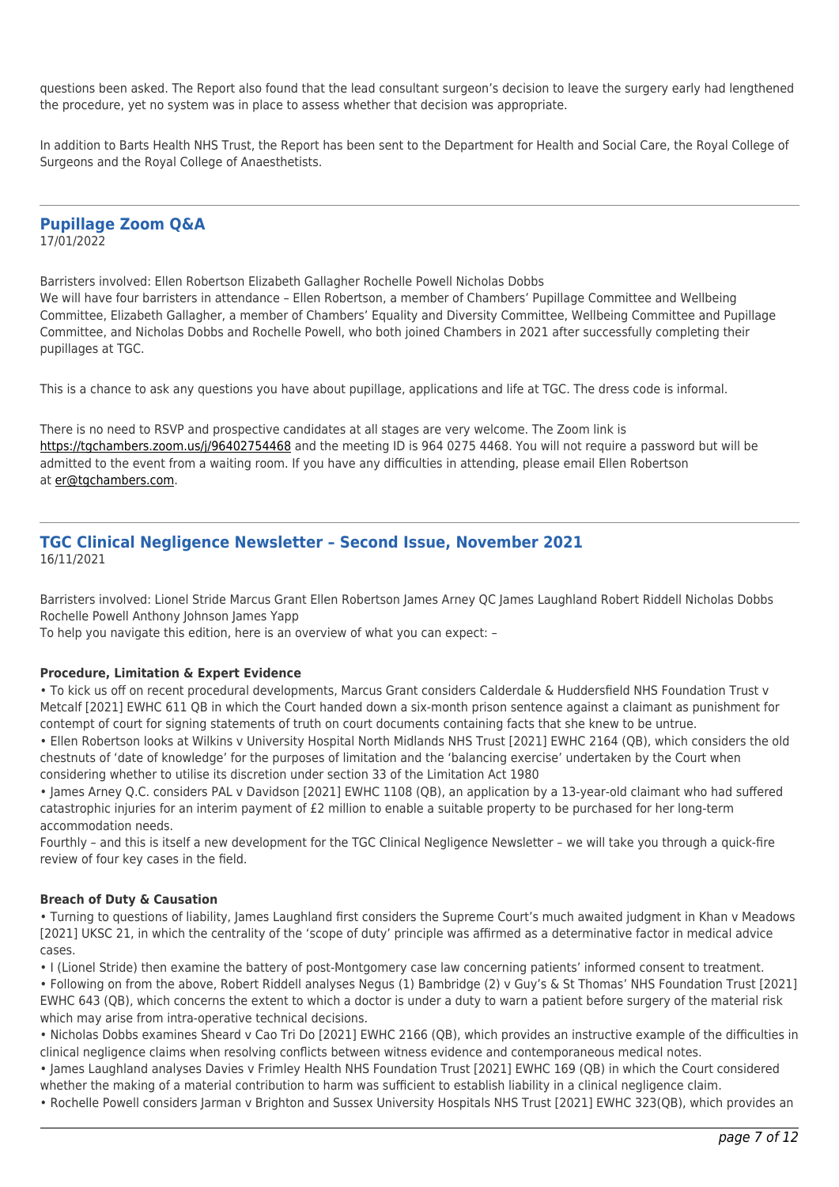questions been asked. The Report also found that the lead consultant surgeon's decision to leave the surgery early had lengthened the procedure, yet no system was in place to assess whether that decision was appropriate.

In addition to Barts Health NHS Trust, the Report has been sent to the Department for Health and Social Care, the Royal College of Surgeons and the Royal College of Anaesthetists.

---

## Pupillage Zoom Q&A

17/01/2022

Barristers involved: Ellen Robertson Elizabeth Gallagher Rochelle Powell Nicholas Dobbs
We will have four barristers in attendance – Ellen Robertson, a member of Chambers' Pupillage Committee and Wellbeing Committee, Elizabeth Gallagher, a member of Chambers' Equality and Diversity Committee, Wellbeing Committee and Pupillage Committee, and Nicholas Dobbs and Rochelle Powell, who both joined Chambers in 2021 after successfully completing their pupillages at TGC.

This is a chance to ask any questions you have about pupillage, applications and life at TGC. The dress code is informal.

There is no need to RSVP and prospective candidates at all stages are very welcome. The Zoom link is https://tgchambers.zoom.us/j/96402754468 and the meeting ID is 964 0275 4468. You will not require a password but will be admitted to the event from a waiting room. If you have any difficulties in attending, please email Ellen Robertson at er@tgchambers.com.

---

## TGC Clinical Negligence Newsletter – Second Issue, November 2021

16/11/2021

Barristers involved: Lionel Stride Marcus Grant Ellen Robertson James Arney QC James Laughland Robert Riddell Nicholas Dobbs Rochelle Powell Anthony Johnson James Yapp
To help you navigate this edition, here is an overview of what you can expect: –

**Procedure, Limitation & Expert Evidence**

- To kick us off on recent procedural developments, Marcus Grant considers Calderdale & Huddersfield NHS Foundation Trust v Metcalf [2021] EWHC 611 QB in which the Court handed down a six-month prison sentence against a claimant as punishment for contempt of court for signing statements of truth on court documents containing facts that she knew to be untrue.
- Ellen Robertson looks at Wilkins v University Hospital North Midlands NHS Trust [2021] EWHC 2164 (QB), which considers the old chestnuts of 'date of knowledge' for the purposes of limitation and the 'balancing exercise' undertaken by the Court when considering whether to utilise its discretion under section 33 of the Limitation Act 1980
- James Arney Q.C. considers PAL v Davidson [2021] EWHC 1108 (QB), an application by a 13-year-old claimant who had suffered catastrophic injuries for an interim payment of £2 million to enable a suitable property to be purchased for her long-term accommodation needs.

Fourthly – and this is itself a new development for the TGC Clinical Negligence Newsletter – we will take you through a quick-fire review of four key cases in the field.

**Breach of Duty & Causation**

- Turning to questions of liability, James Laughland first considers the Supreme Court's much awaited judgment in Khan v Meadows [2021] UKSC 21, in which the centrality of the 'scope of duty' principle was affirmed as a determinative factor in medical advice cases.
- I (Lionel Stride) then examine the battery of post-Montgomery case law concerning patients' informed consent to treatment.
- Following on from the above, Robert Riddell analyses Negus (1) Bambridge (2) v Guy's & St Thomas' NHS Foundation Trust [2021] EWHC 643 (QB), which concerns the extent to which a doctor is under a duty to warn a patient before surgery of the material risk which may arise from intra-operative technical decisions.
- Nicholas Dobbs examines Sheard v Cao Tri Do [2021] EWHC 2166 (QB), which provides an instructive example of the difficulties in clinical negligence claims when resolving conflicts between witness evidence and contemporaneous medical notes.
- James Laughland analyses Davies v Frimley Health NHS Foundation Trust [2021] EWHC 169 (QB) in which the Court considered whether the making of a material contribution to harm was sufficient to establish liability in a clinical negligence claim.
- Rochelle Powell considers Jarman v Brighton and Sussex University Hospitals NHS Trust [2021] EWHC 323(QB), which provides an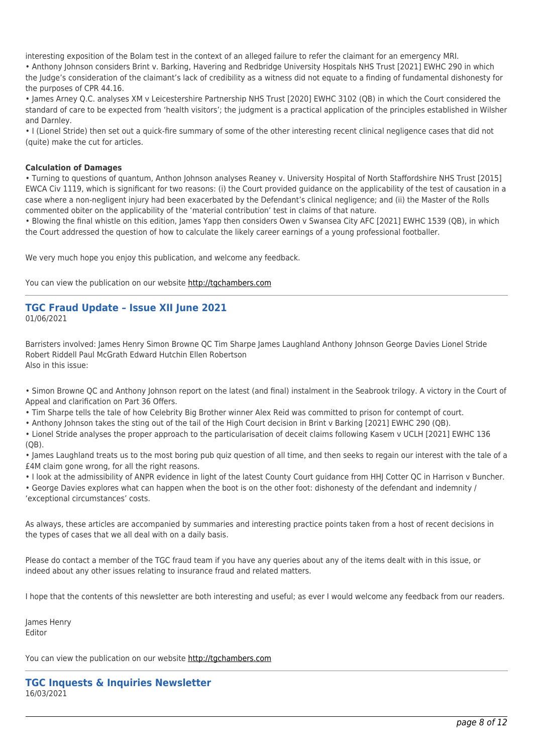interesting exposition of the Bolam test in the context of an alleged failure to refer the claimant for an emergency MRI.
• Anthony Johnson considers Brint v. Barking, Havering and Redbridge University Hospitals NHS Trust [2021] EWHC 290 in which the Judge's consideration of the claimant's lack of credibility as a witness did not equate to a finding of fundamental dishonesty for the purposes of CPR 44.16.
• James Arney Q.C. analyses XM v Leicestershire Partnership NHS Trust [2020] EWHC 3102 (QB) in which the Court considered the standard of care to be expected from 'health visitors'; the judgment is a practical application of the principles established in Wilsher and Darnley.
• I (Lionel Stride) then set out a quick-fire summary of some of the other interesting recent clinical negligence cases that did not (quite) make the cut for articles.

**Calculation of Damages**
• Turning to questions of quantum, Anthon Johnson analyses Reaney v. University Hospital of North Staffordshire NHS Trust [2015] EWCA Civ 1119, which is significant for two reasons: (i) the Court provided guidance on the applicability of the test of causation in a case where a non-negligent injury had been exacerbated by the Defendant's clinical negligence; and (ii) the Master of the Rolls commented obiter on the applicability of the 'material contribution' test in claims of that nature.
• Blowing the final whistle on this edition, James Yapp then considers Owen v Swansea City AFC [2021] EWHC 1539 (QB), in which the Court addressed the question of how to calculate the likely career earnings of a young professional footballer.

We very much hope you enjoy this publication, and welcome any feedback.

You can view the publication on our website http://tgchambers.com

## TGC Fraud Update – Issue XII June 2021

01/06/2021

Barristers involved: James Henry Simon Browne QC Tim Sharpe James Laughland Anthony Johnson George Davies Lionel Stride Robert Riddell Paul McGrath Edward Hutchin Ellen Robertson
Also in this issue:

• Simon Browne QC and Anthony Johnson report on the latest (and final) instalment in the Seabrook trilogy. A victory in the Court of Appeal and clarification on Part 36 Offers.
• Tim Sharpe tells the tale of how Celebrity Big Brother winner Alex Reid was committed to prison for contempt of court.
• Anthony Johnson takes the sting out of the tail of the High Court decision in Brint v Barking [2021] EWHC 290 (QB).
• Lionel Stride analyses the proper approach to the particularisation of deceit claims following Kasem v UCLH [2021] EWHC 136 (QB).
• James Laughland treats us to the most boring pub quiz question of all time, and then seeks to regain our interest with the tale of a £4M claim gone wrong, for all the right reasons.
• I look at the admissibility of ANPR evidence in light of the latest County Court guidance from HHJ Cotter QC in Harrison v Buncher.
• George Davies explores what can happen when the boot is on the other foot: dishonesty of the defendant and indemnity / 'exceptional circumstances' costs.

As always, these articles are accompanied by summaries and interesting practice points taken from a host of recent decisions in the types of cases that we all deal with on a daily basis.

Please do contact a member of the TGC fraud team if you have any queries about any of the items dealt with in this issue, or indeed about any other issues relating to insurance fraud and related matters.

I hope that the contents of this newsletter are both interesting and useful; as ever I would welcome any feedback from our readers.

James Henry
Editor

You can view the publication on our website http://tgchambers.com

## TGC Inquests & Inquiries Newsletter

16/03/2021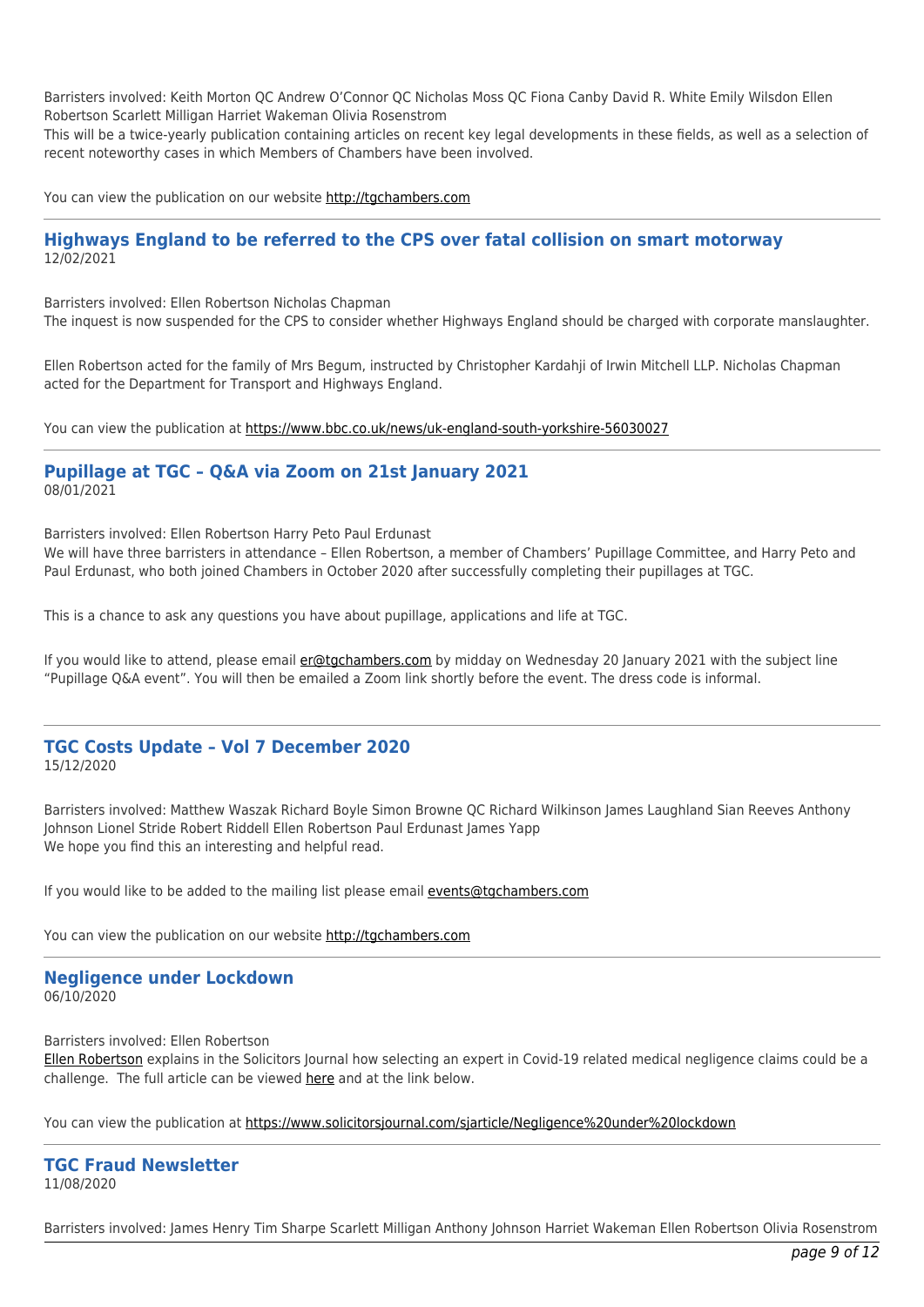Barristers involved: Keith Morton QC Andrew O'Connor QC Nicholas Moss QC Fiona Canby David R. White Emily Wilsdon Ellen Robertson Scarlett Milligan Harriet Wakeman Olivia Rosenstrom

This will be a twice-yearly publication containing articles on recent key legal developments in these fields, as well as a selection of recent noteworthy cases in which Members of Chambers have been involved.

You can view the publication on our website http://tgchambers.com

---

## Highways England to be referred to the CPS over fatal collision on smart motorway

12/02/2021

Barristers involved: Ellen Robertson Nicholas Chapman

The inquest is now suspended for the CPS to consider whether Highways England should be charged with corporate manslaughter.

Ellen Robertson acted for the family of Mrs Begum, instructed by Christopher Kardahji of Irwin Mitchell LLP. Nicholas Chapman acted for the Department for Transport and Highways England.

You can view the publication at https://www.bbc.co.uk/news/uk-england-south-yorkshire-56030027

---

## Pupillage at TGC – Q&A via Zoom on 21st January 2021

08/01/2021

Barristers involved: Ellen Robertson Harry Peto Paul Erdunast

We will have three barristers in attendance – Ellen Robertson, a member of Chambers' Pupillage Committee, and Harry Peto and Paul Erdunast, who both joined Chambers in October 2020 after successfully completing their pupillages at TGC.

This is a chance to ask any questions you have about pupillage, applications and life at TGC.

If you would like to attend, please email er@tgchambers.com by midday on Wednesday 20 January 2021 with the subject line "Pupillage Q&A event". You will then be emailed a Zoom link shortly before the event. The dress code is informal.

---

## TGC Costs Update – Vol 7 December 2020

15/12/2020

Barristers involved: Matthew Waszak Richard Boyle Simon Browne QC Richard Wilkinson James Laughland Sian Reeves Anthony Johnson Lionel Stride Robert Riddell Ellen Robertson Paul Erdunast James Yapp

We hope you find this an interesting and helpful read.

If you would like to be added to the mailing list please email events@tgchambers.com

You can view the publication on our website http://tgchambers.com

---

## Negligence under Lockdown

06/10/2020

Barristers involved: Ellen Robertson

Ellen Robertson explains in the Solicitors Journal how selecting an expert in Covid-19 related medical negligence claims could be a challenge. The full article can be viewed here and at the link below.

You can view the publication at https://www.solicitorsjournal.com/sjarticle/Negligence%20under%20lockdown

---

## TGC Fraud Newsletter

11/08/2020

Barristers involved: James Henry Tim Sharpe Scarlett Milligan Anthony Johnson Harriet Wakeman Ellen Robertson Olivia Rosenstrom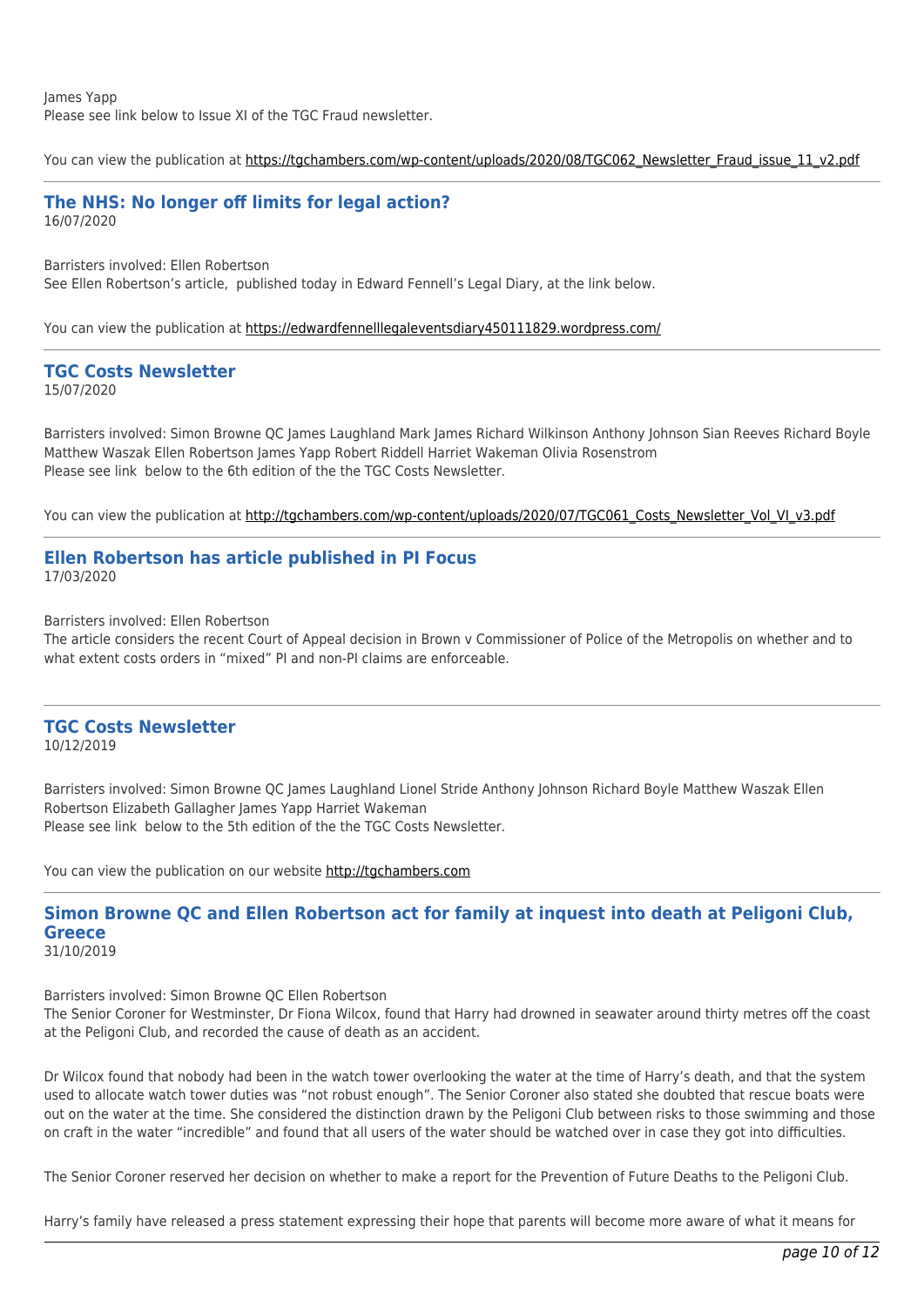James Yapp
Please see link below to Issue XI of the TGC Fraud newsletter.

You can view the publication at https://tgchambers.com/wp-content/uploads/2020/08/TGC062_Newsletter_Fraud_issue_11_v2.pdf

---

## The NHS: No longer off limits for legal action?

16/07/2020

Barristers involved: Ellen Robertson
See Ellen Robertson's article, published today in Edward Fennell's Legal Diary, at the link below.

You can view the publication at https://edwardfennelllegaleventsdiary450111829.wordpress.com/

---

## TGC Costs Newsletter

15/07/2020

Barristers involved: Simon Browne QC James Laughland Mark James Richard Wilkinson Anthony Johnson Sian Reeves Richard Boyle Matthew Waszak Ellen Robertson James Yapp Robert Riddell Harriet Wakeman Olivia Rosenstrom
Please see link below to the 6th edition of the the TGC Costs Newsletter.

You can view the publication at http://tgchambers.com/wp-content/uploads/2020/07/TGC061_Costs_Newsletter_Vol_VI_v3.pdf

---

## Ellen Robertson has article published in PI Focus

17/03/2020

Barristers involved: Ellen Robertson
The article considers the recent Court of Appeal decision in Brown v Commissioner of Police of the Metropolis on whether and to what extent costs orders in "mixed" PI and non-PI claims are enforceable.

---

## TGC Costs Newsletter

10/12/2019

Barristers involved: Simon Browne QC James Laughland Lionel Stride Anthony Johnson Richard Boyle Matthew Waszak Ellen Robertson Elizabeth Gallagher James Yapp Harriet Wakeman
Please see link below to the 5th edition of the the TGC Costs Newsletter.

You can view the publication on our website http://tgchambers.com

---

## Simon Browne QC and Ellen Robertson act for family at inquest into death at Peligoni Club, Greece

31/10/2019

Barristers involved: Simon Browne QC Ellen Robertson
The Senior Coroner for Westminster, Dr Fiona Wilcox, found that Harry had drowned in seawater around thirty metres off the coast at the Peligoni Club, and recorded the cause of death as an accident.

Dr Wilcox found that nobody had been in the watch tower overlooking the water at the time of Harry's death, and that the system used to allocate watch tower duties was "not robust enough". The Senior Coroner also stated she doubted that rescue boats were out on the water at the time. She considered the distinction drawn by the Peligoni Club between risks to those swimming and those on craft in the water "incredible" and found that all users of the water should be watched over in case they got into difficulties.

The Senior Coroner reserved her decision on whether to make a report for the Prevention of Future Deaths to the Peligoni Club.

Harry's family have released a press statement expressing their hope that parents will become more aware of what it means for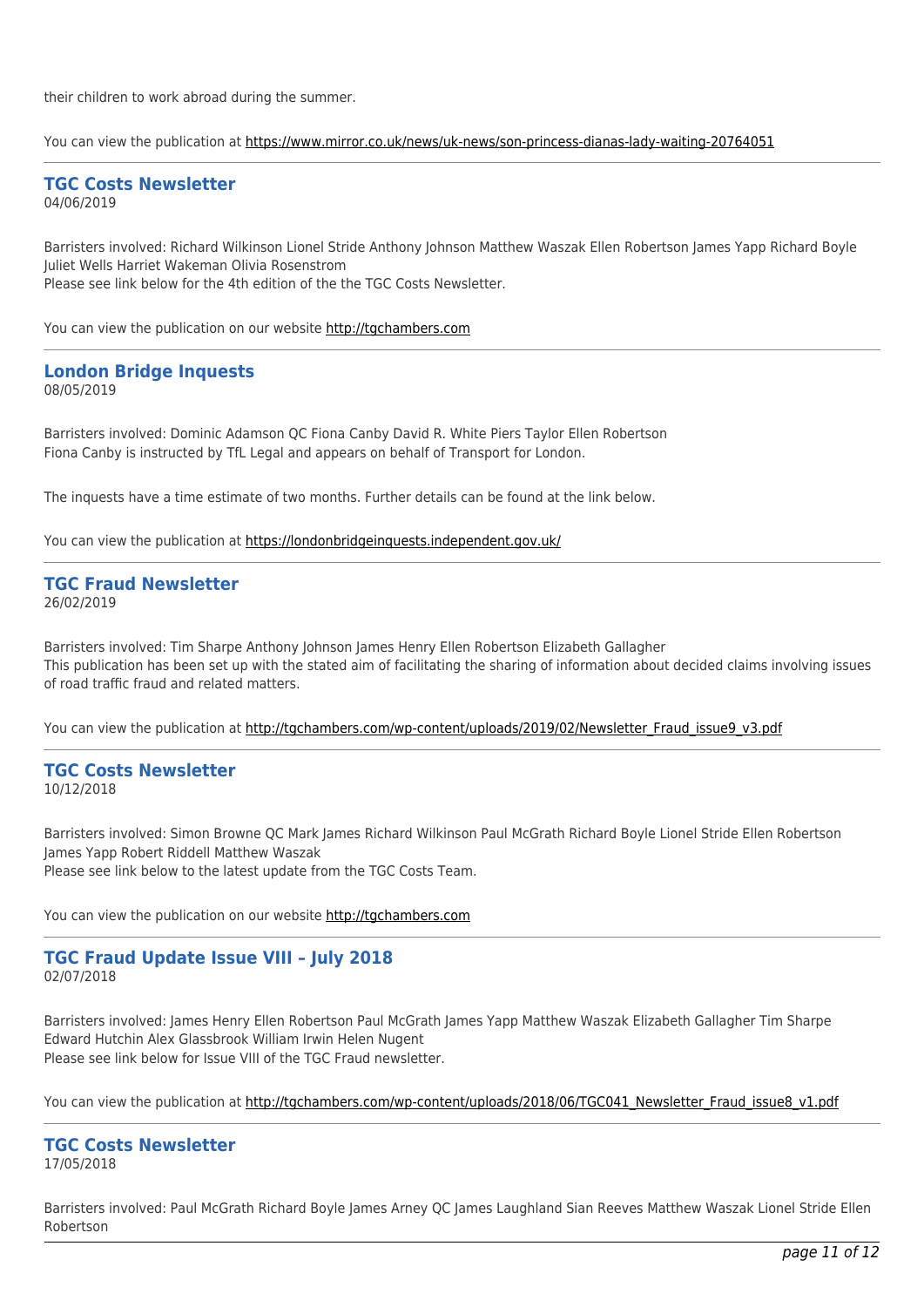their children to work abroad during the summer.

You can view the publication at [https://www.mirror.co.uk/news/uk-news/son-princess-dianas-lady-waiting-20764051](https://www.mirror.co.uk/news/uk-news/son-princess-dianas-lady-waiting-20764051)

---

## TGC Costs Newsletter

04/06/2019

Barristers involved: Richard Wilkinson Lionel Stride Anthony Johnson Matthew Waszak Ellen Robertson James Yapp Richard Boyle Juliet Wells Harriet Wakeman Olivia Rosenstrom
Please see link below for the 4th edition of the the TGC Costs Newsletter.

You can view the publication on our website [http://tgchambers.com](http://tgchambers.com)

---

## London Bridge Inquests

08/05/2019

Barristers involved: Dominic Adamson QC Fiona Canby David R. White Piers Taylor Ellen Robertson
Fiona Canby is instructed by TfL Legal and appears on behalf of Transport for London.

The inquests have a time estimate of two months. Further details can be found at the link below.

You can view the publication at [https://londonbridgeinquests.independent.gov.uk/](https://londonbridgeinquests.independent.gov.uk/)

---

## TGC Fraud Newsletter

26/02/2019

Barristers involved: Tim Sharpe Anthony Johnson James Henry Ellen Robertson Elizabeth Gallagher
This publication has been set up with the stated aim of facilitating the sharing of information about decided claims involving issues of road traffic fraud and related matters.

You can view the publication at [http://tgchambers.com/wp-content/uploads/2019/02/Newsletter_Fraud_issue9_v3.pdf](http://tgchambers.com/wp-content/uploads/2019/02/Newsletter_Fraud_issue9_v3.pdf)

---

## TGC Costs Newsletter

10/12/2018

Barristers involved: Simon Browne QC Mark James Richard Wilkinson Paul McGrath Richard Boyle Lionel Stride Ellen Robertson James Yapp Robert Riddell Matthew Waszak
Please see link below to the latest update from the TGC Costs Team.

You can view the publication on our website [http://tgchambers.com](http://tgchambers.com)

---

## TGC Fraud Update Issue VIII – July 2018

02/07/2018

Barristers involved: James Henry Ellen Robertson Paul McGrath James Yapp Matthew Waszak Elizabeth Gallagher Tim Sharpe Edward Hutchin Alex Glassbrook William Irwin Helen Nugent
Please see link below for Issue VIII of the TGC Fraud newsletter.

You can view the publication at [http://tgchambers.com/wp-content/uploads/2018/06/TGC041_Newsletter_Fraud_issue8_v1.pdf](http://tgchambers.com/wp-content/uploads/2018/06/TGC041_Newsletter_Fraud_issue8_v1.pdf)

---

## TGC Costs Newsletter

17/05/2018

Barristers involved: Paul McGrath Richard Boyle James Arney QC James Laughland Sian Reeves Matthew Waszak Lionel Stride Ellen Robertson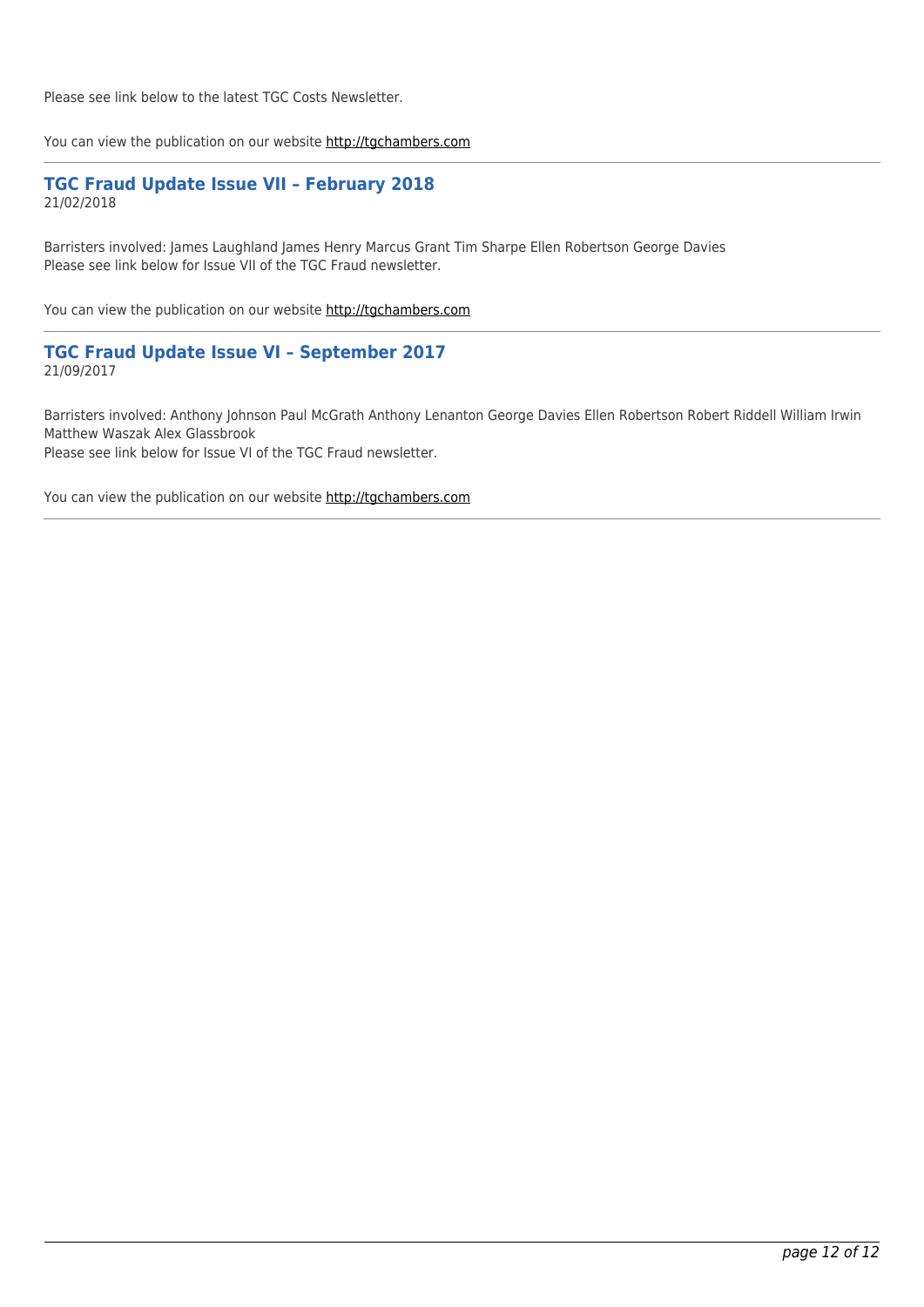Please see link below to the latest TGC Costs Newsletter.

You can view the publication on our website http://tgchambers.com

---

### TGC Fraud Update Issue VII – February 2018

21/02/2018

Barristers involved: James Laughland James Henry Marcus Grant Tim Sharpe Ellen Robertson George Davies
Please see link below for Issue VII of the TGC Fraud newsletter.

You can view the publication on our website http://tgchambers.com

---

### TGC Fraud Update Issue VI – September 2017

21/09/2017

Barristers involved: Anthony Johnson Paul McGrath Anthony Lenanton George Davies Ellen Robertson Robert Riddell William Irwin Matthew Waszak Alex Glassbrook
Please see link below for Issue VI of the TGC Fraud newsletter.

You can view the publication on our website http://tgchambers.com

---